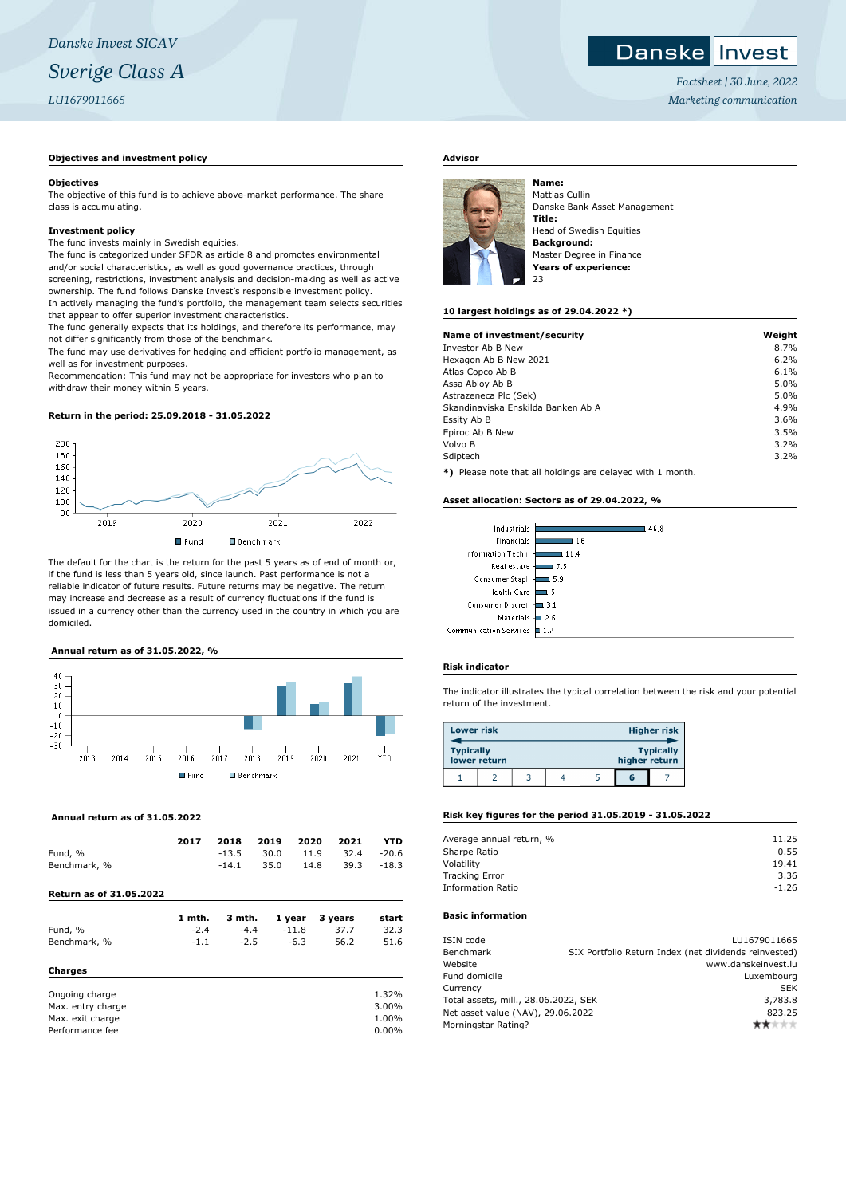*Danske Invest SICAV*

# *Sverige Class A*

*LU1679011665*

Danske Invest

*Factsheet | 30 June, 2022*
*Marketing communication*

## Objectives and investment policy

**Objectives**

The objective of this fund is to achieve above-market performance. The share class is accumulating.

**Investment policy**

The fund invests mainly in Swedish equities.
The fund is categorized under SFDR as article 8 and promotes environmental and/or social characteristics, as well as good governance practices, through screening, restrictions, investment analysis and decision-making as well as active ownership. The fund follows Danske Invest's responsible investment policy.
In actively managing the fund's portfolio, the management team selects securities that appear to offer superior investment characteristics.
The fund generally expects that its holdings, and therefore its performance, may not differ significantly from those of the benchmark.
The fund may use derivatives for hedging and efficient portfolio management, as well as for investment purposes.
Recommendation: This fund may not be appropriate for investors who plan to withdraw their money within 5 years.

## Return in the period: 25.09.2018 - 31.05.2022

Fund | Benchmark

The default for the chart is the return for the past 5 years as of end of month or, if the fund is less than 5 years old, since launch. Past performance is not a reliable indicator of future results. Future returns may be negative. The return may increase and decrease as a result of currency fluctuations if the fund is issued in a currency other than the currency used in the country in which you are domiciled.

## Annual return as of 31.05.2022, %

Fund | Benchmark

## Annual return as of 31.05.2022

| | 2017 | 2018 | 2019 | 2020 | 2021 | YTD |
|---|---|---|---|---|---|---|
| Fund, % | | -13.5 | 30.0 | 11.9 | 32.4 | -20.6 |
| Benchmark, % | | -14.1 | 35.0 | 14.8 | 39.3 | -18.3 |

## Return as of 31.05.2022

| | 1 mth. | 3 mth. | 1 year | 3 years | start |
|---|---|---|---|---|---|
| Fund, % | -2.4 | -4.4 | -11.8 | 37.7 | 32.3 |
| Benchmark, % | -1.1 | -2.5 | -6.3 | 56.2 | 51.6 |

## Charges

| | |
|---|---|
| Ongoing charge | 1.32% |
| Max. entry charge | 3.00% |
| Max. exit charge | 1.00% |
| Performance fee | 0.00% |

## Advisor

**Name:**
Mattias Cullin
Danske Bank Asset Management
**Title:**
Head of Swedish Equities
**Background:**
Master Degree in Finance
**Years of experience:**
23

## 10 largest holdings as of 29.04.2022 *)

| Name of investment/security | Weight |
|---|---|
| Investor Ab B New | 8.7% |
| Hexagon Ab B New 2021 | 6.2% |
| Atlas Copco Ab B | 6.1% |
| Assa Abloy Ab B | 5.0% |
| Astrazeneca Plc (Sek) | 5.0% |
| Skandinaviska Enskilda Banken Ab A | 4.9% |
| Essity Ab B | 3.6% |
| Epiroc Ab B New | 3.5% |
| Volvo B | 3.2% |
| Sdiptech | 3.2% |

**\*)** Please note that all holdings are delayed with 1 month.

## Asset allocation: Sectors as of 29.04.2022, %

| Sector | % |
|---|---|
| Industrials | 46.8 |
| Financials | 16 |
| Information Techn. | 11.4 |
| Real estate | 7.5 |
| Consumer Stapl. | 5.9 |
| Health Care | 5 |
| Consumer Discret. | 3.1 |
| Materials | 2.6 |
| Communication Services | 1.7 |

## Risk indicator

The indicator illustrates the typical correlation between the risk and your potential return of the investment.

| Lower risk | | | | | | Higher risk |
|---|---|---|---|---|---|---|
| Typically lower return | | | | | | Typically higher return |
| 1 | 2 | 3 | 4 | 5 | **6** | 7 |

## Risk key figures for the period 31.05.2019 - 31.05.2022

| | |
|---|---|
| Average annual return, % | 11.25 |
| Sharpe Ratio | 0.55 |
| Volatility | 19.41 |
| Tracking Error | 3.36 |
| Information Ratio | -1.26 |

## Basic information

| | |
|---|---|
| ISIN code | LU1679011665 |
| Benchmark | SIX Portfolio Return Index (net dividends reinvested) |
| Website | www.danskeinvest.lu |
| Fund domicile | Luxembourg |
| Currency | SEK |
| Total assets, mill., 28.06.2022, SEK | 3,783.8 |
| Net asset value (NAV), 29.06.2022 | 823.25 |
| Morningstar Rating? | ★★ |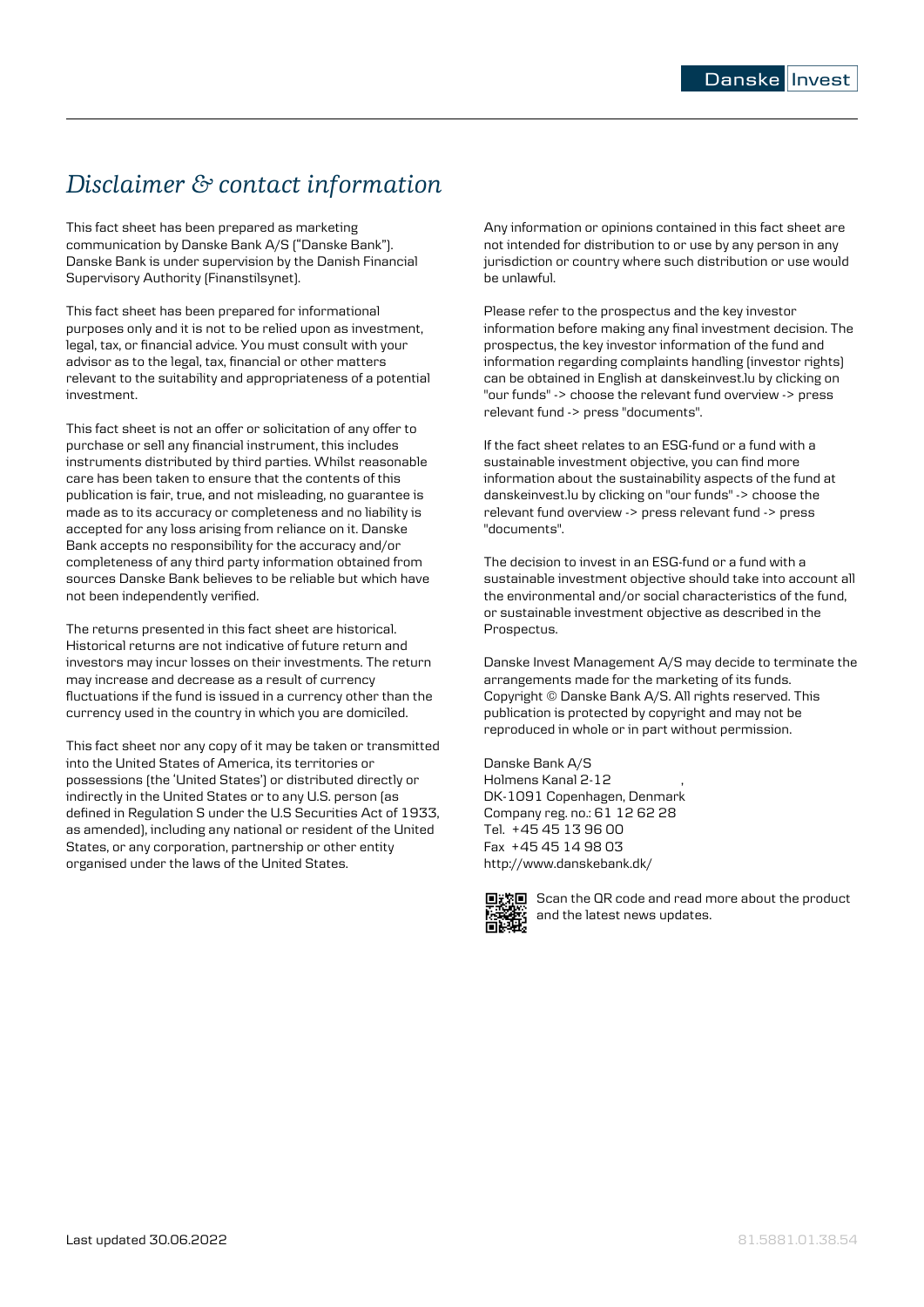# *Disclaimer & contact information*

This fact sheet has been prepared as marketing communication by Danske Bank A/S ("Danske Bank"). Danske Bank is under supervision by the Danish Financial Supervisory Authority (Finanstilsynet).

This fact sheet has been prepared for informational purposes only and it is not to be relied upon as investment, legal, tax, or financial advice. You must consult with your advisor as to the legal, tax, financial or other matters relevant to the suitability and appropriateness of a potential investment.

This fact sheet is not an offer or solicitation of any offer to purchase or sell any financial instrument, this includes instruments distributed by third parties. Whilst reasonable care has been taken to ensure that the contents of this publication is fair, true, and not misleading, no guarantee is made as to its accuracy or completeness and no liability is accepted for any loss arising from reliance on it. Danske Bank accepts no responsibility for the accuracy and/or completeness of any third party information obtained from sources Danske Bank believes to be reliable but which have not been independently verified.

The returns presented in this fact sheet are historical. Historical returns are not indicative of future return and investors may incur losses on their investments. The return may increase and decrease as a result of currency fluctuations if the fund is issued in a currency other than the currency used in the country in which you are domiciled.

This fact sheet nor any copy of it may be taken or transmitted into the United States of America, its territories or possessions (the 'United States') or distributed directly or indirectly in the United States or to any U.S. person (as defined in Regulation S under the U.S Securities Act of 1933, as amended), including any national or resident of the United States, or any corporation, partnership or other entity organised under the laws of the United States.

Any information or opinions contained in this fact sheet are not intended for distribution to or use by any person in any jurisdiction or country where such distribution or use would be unlawful.

Please refer to the prospectus and the key investor information before making any final investment decision. The prospectus, the key investor information of the fund and information regarding complaints handling (investor rights) can be obtained in English at danskeinvest.lu by clicking on "our funds" -> choose the relevant fund overview -> press relevant fund -> press "documents".

If the fact sheet relates to an ESG-fund or a fund with a sustainable investment objective, you can find more information about the sustainability aspects of the fund at danskeinvest.lu by clicking on "our funds" -> choose the relevant fund overview -> press relevant fund -> press "documents".

The decision to invest in an ESG-fund or a fund with a sustainable investment objective should take into account all the environmental and/or social characteristics of the fund, or sustainable investment objective as described in the Prospectus.

Danske Invest Management A/S may decide to terminate the arrangements made for the marketing of its funds. Copyright © Danske Bank A/S. All rights reserved. This publication is protected by copyright and may not be reproduced in whole or in part without permission.

Danske Bank A/S
Holmens Kanal 2-12
DK-1091 Copenhagen, Denmark
Company reg. no.: 61 12 62 28
Tel. +45 45 13 96 00
Fax +45 45 14 98 03
http://www.danskebank.dk/

Scan the QR code and read more about the product and the latest news updates.

Last updated 30.06.2022

81.5881.01.38.54